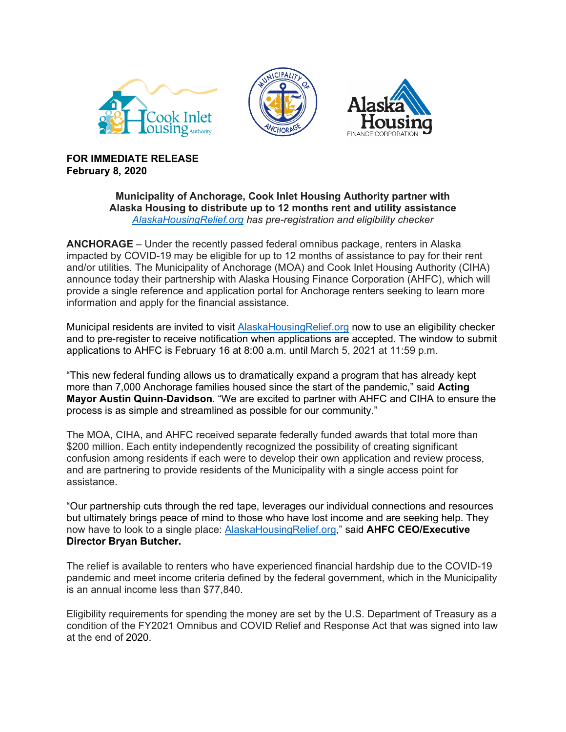**FOR IMMEDIATE RELEASE**
**February 8, 2020**

**Municipality of Anchorage, Cook Inlet Housing Authority partner with Alaska Housing to distribute up to 12 months rent and utility assistance**
*AlaskaHousingRelief.org has pre-registration and eligibility checker*

**ANCHORAGE** – Under the recently passed federal omnibus package, renters in Alaska impacted by COVID-19 may be eligible for up to 12 months of assistance to pay for their rent and/or utilities. The Municipality of Anchorage (MOA) and Cook Inlet Housing Authority (CIHA) announce today their partnership with Alaska Housing Finance Corporation (AHFC), which will provide a single reference and application portal for Anchorage renters seeking to learn more information and apply for the financial assistance.

Municipal residents are invited to visit AlaskaHousingRelief.org now to use an eligibility checker and to pre-register to receive notification when applications are accepted. The window to submit applications to AHFC is February 16 at 8:00 a.m. until March 5, 2021 at 11:59 p.m.

"This new federal funding allows us to dramatically expand a program that has already kept more than 7,000 Anchorage families housed since the start of the pandemic," said **Acting Mayor Austin Quinn-Davidson**. "We are excited to partner with AHFC and CIHA to ensure the process is as simple and streamlined as possible for our community."

The MOA, CIHA, and AHFC received separate federally funded awards that total more than $200 million. Each entity independently recognized the possibility of creating significant confusion among residents if each were to develop their own application and review process, and are partnering to provide residents of the Municipality with a single access point for assistance.

"Our partnership cuts through the red tape, leverages our individual connections and resources but ultimately brings peace of mind to those who have lost income and are seeking help. They now have to look to a single place: AlaskaHousingRelief.org," said **AHFC CEO/Executive Director Bryan Butcher.**

The relief is available to renters who have experienced financial hardship due to the COVID-19 pandemic and meet income criteria defined by the federal government, which in the Municipality is an annual income less than $77,840.

Eligibility requirements for spending the money are set by the U.S. Department of Treasury as a condition of the FY2021 Omnibus and COVID Relief and Response Act that was signed into law at the end of 2020.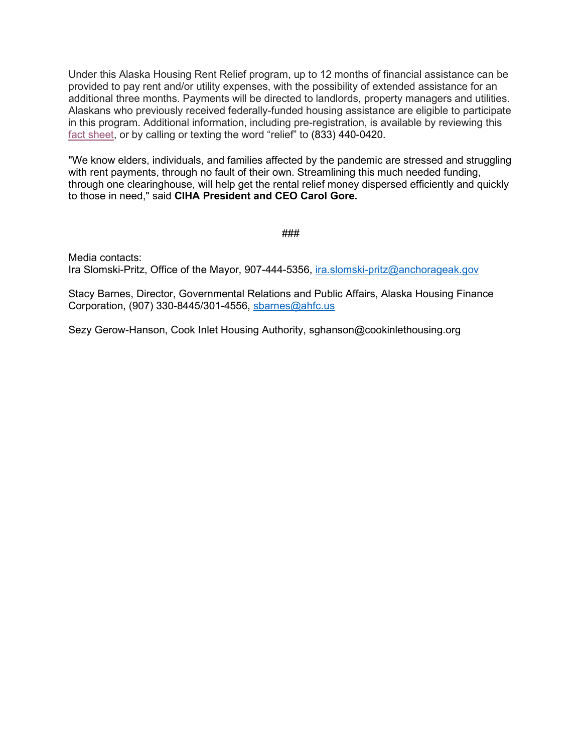Under this Alaska Housing Rent Relief program, up to 12 months of financial assistance can be provided to pay rent and/or utility expenses, with the possibility of extended assistance for an additional three months. Payments will be directed to landlords, property managers and utilities. Alaskans who previously received federally-funded housing assistance are eligible to participate in this program. Additional information, including pre-registration, is available by reviewing this fact sheet, or by calling or texting the word "relief" to (833) 440-0420.

"We know elders, individuals, and families affected by the pandemic are stressed and struggling with rent payments, through no fault of their own. Streamlining this much needed funding, through one clearinghouse, will help get the rental relief money dispersed efficiently and quickly to those in need," said **CIHA President and CEO Carol Gore.**

###

Media contacts:
Ira Slomski-Pritz, Office of the Mayor, 907-444-5356, ira.slomski-pritz@anchorageak.gov

Stacy Barnes, Director, Governmental Relations and Public Affairs, Alaska Housing Finance Corporation, (907) 330-8445/301-4556, sbarnes@ahfc.us

Sezy Gerow-Hanson, Cook Inlet Housing Authority, sghanson@cookinlethousing.org